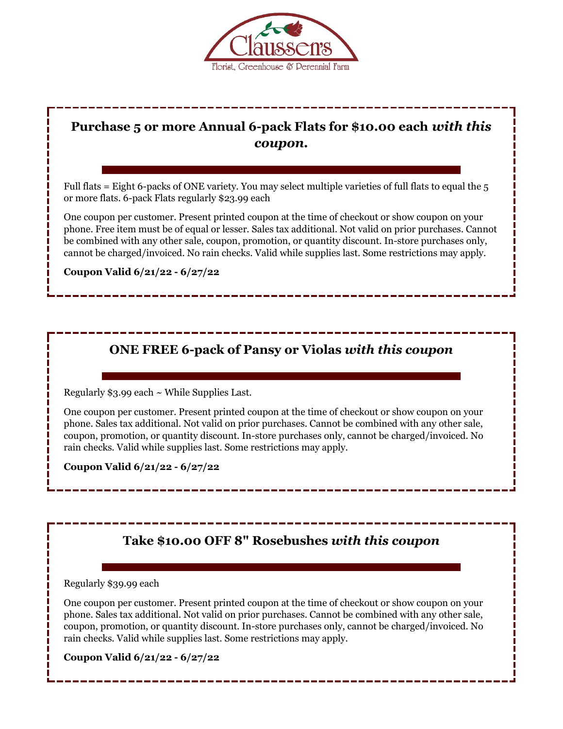Claussen's

Florist, Greenhouse & Perennial Farm

## Purchase 5 or more Annual 6-pack Flats for $10.00 each *with this coupon.*

Full flats = Eight 6-packs of ONE variety. You may select multiple varieties of full flats to equal the 5 or more flats. 6-pack Flats regularly $23.99 each

One coupon per customer. Present printed coupon at the time of checkout or show coupon on your phone. Free item must be of equal or lesser. Sales tax additional. Not valid on prior purchases. Cannot be combined with any other sale, coupon, promotion, or quantity discount. In-store purchases only, cannot be charged/invoiced. No rain checks. Valid while supplies last. Some restrictions may apply.

**Coupon Valid 6/21/22 - 6/27/22**

## ONE FREE 6-pack of Pansy or Violas *with this coupon*

Regularly $3.99 each ~ While Supplies Last.

One coupon per customer. Present printed coupon at the time of checkout or show coupon on your phone. Sales tax additional. Not valid on prior purchases. Cannot be combined with any other sale, coupon, promotion, or quantity discount. In-store purchases only, cannot be charged/invoiced. No rain checks. Valid while supplies last. Some restrictions may apply.

**Coupon Valid 6/21/22 - 6/27/22**

## Take $10.00 OFF 8" Rosebushes *with this coupon*

Regularly $39.99 each

One coupon per customer. Present printed coupon at the time of checkout or show coupon on your phone. Sales tax additional. Not valid on prior purchases. Cannot be combined with any other sale, coupon, promotion, or quantity discount. In-store purchases only, cannot be charged/invoiced. No rain checks. Valid while supplies last. Some restrictions may apply.

**Coupon Valid 6/21/22 - 6/27/22**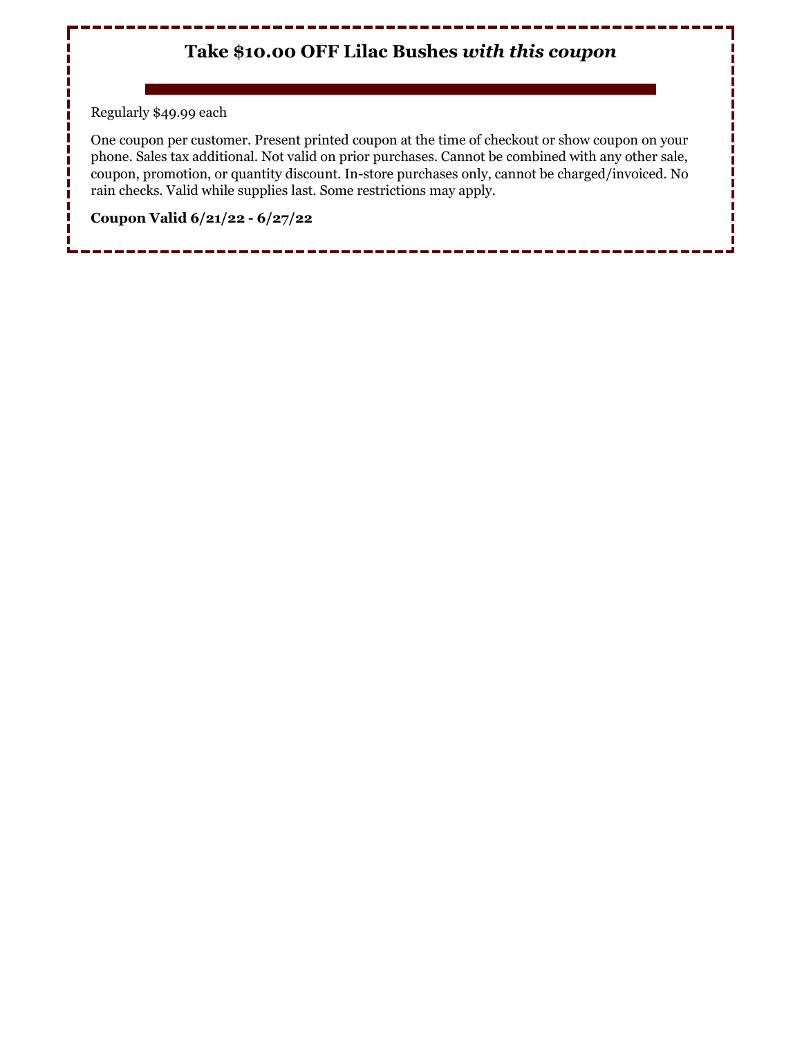## Take $10.00 OFF Lilac Bushes *with this coupon*

Regularly $49.99 each

One coupon per customer. Present printed coupon at the time of checkout or show coupon on your phone. Sales tax additional. Not valid on prior purchases. Cannot be combined with any other sale, coupon, promotion, or quantity discount. In-store purchases only, cannot be charged/invoiced. No rain checks. Valid while supplies last. Some restrictions may apply.

**Coupon Valid 6/21/22 - 6/27/22**